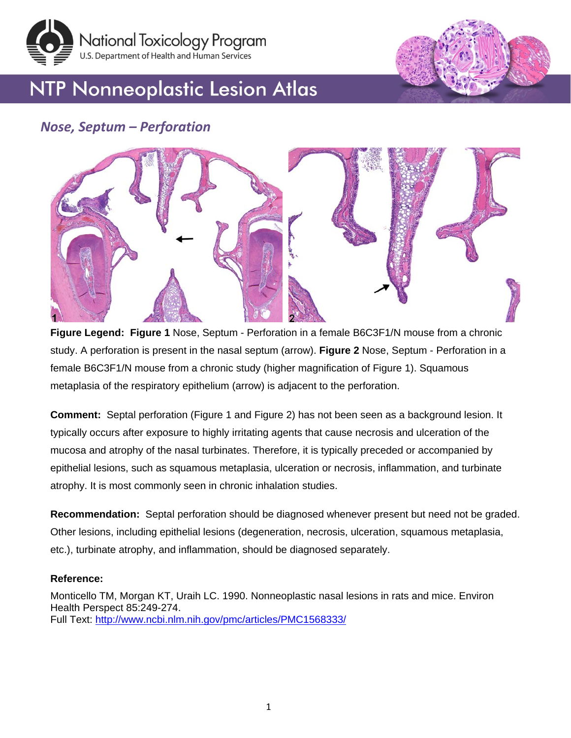# NTP Nonneoplastic Lesion Atlas

## *Nose, Septum – Perforation*

**Figure Legend: Figure 1** Nose, Septum - Perforation in a female B6C3F1/N mouse from a chronic study. A perforation is present in the nasal septum (arrow). **Figure 2** Nose, Septum - Perforation in a female B6C3F1/N mouse from a chronic study (higher magnification of Figure 1). Squamous metaplasia of the respiratory epithelium (arrow) is adjacent to the perforation.

**Comment:** Septal perforation (Figure 1 and Figure 2) has not been seen as a background lesion. It typically occurs after exposure to highly irritating agents that cause necrosis and ulceration of the mucosa and atrophy of the nasal turbinates. Therefore, it is typically preceded or accompanied by epithelial lesions, such as squamous metaplasia, ulceration or necrosis, inflammation, and turbinate atrophy. It is most commonly seen in chronic inhalation studies.

**Recommendation:** Septal perforation should be diagnosed whenever present but need not be graded. Other lesions, including epithelial lesions (degeneration, necrosis, ulceration, squamous metaplasia, etc.), turbinate atrophy, and inflammation, should be diagnosed separately.

**Reference:**

Monticello TM, Morgan KT, Uraih LC. 1990. Nonneoplastic nasal lesions in rats and mice. Environ Health Perspect 85:249-274.
Full Text: http://www.ncbi.nlm.nih.gov/pmc/articles/PMC1568333/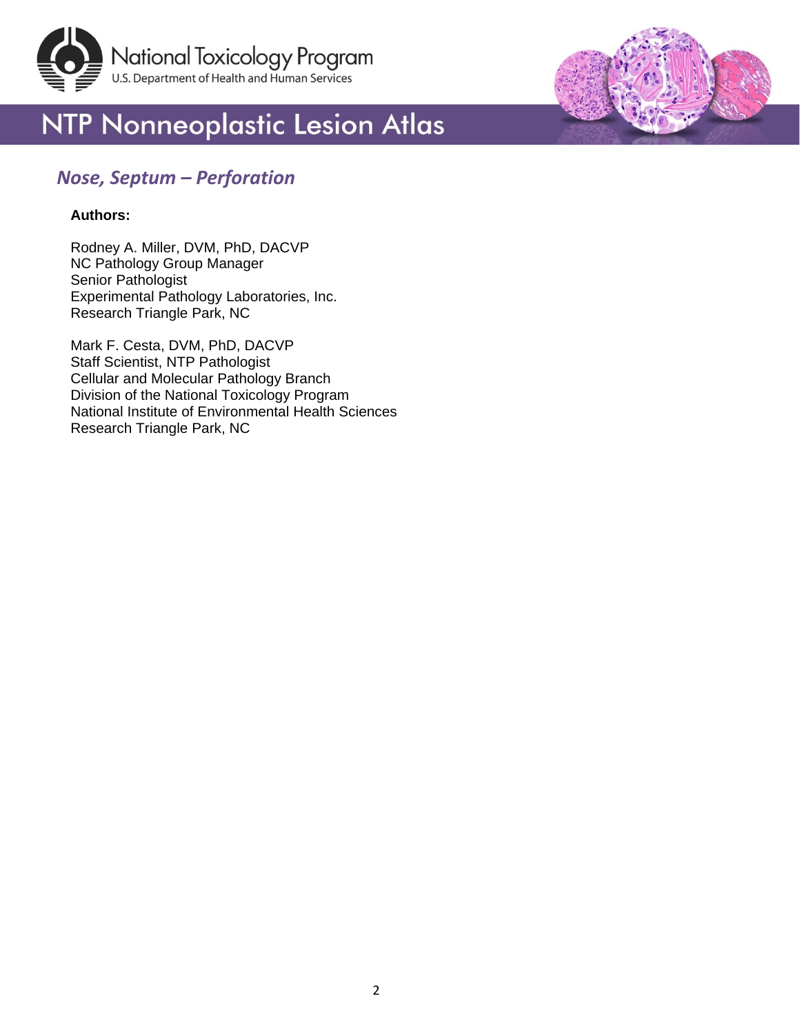# NTP Nonneoplastic Lesion Atlas

## *Nose, Septum – Perforation*

**Authors:**

Rodney A. Miller, DVM, PhD, DACVP
NC Pathology Group Manager
Senior Pathologist
Experimental Pathology Laboratories, Inc.
Research Triangle Park, NC

Mark F. Cesta, DVM, PhD, DACVP
Staff Scientist, NTP Pathologist
Cellular and Molecular Pathology Branch
Division of the National Toxicology Program
National Institute of Environmental Health Sciences
Research Triangle Park, NC